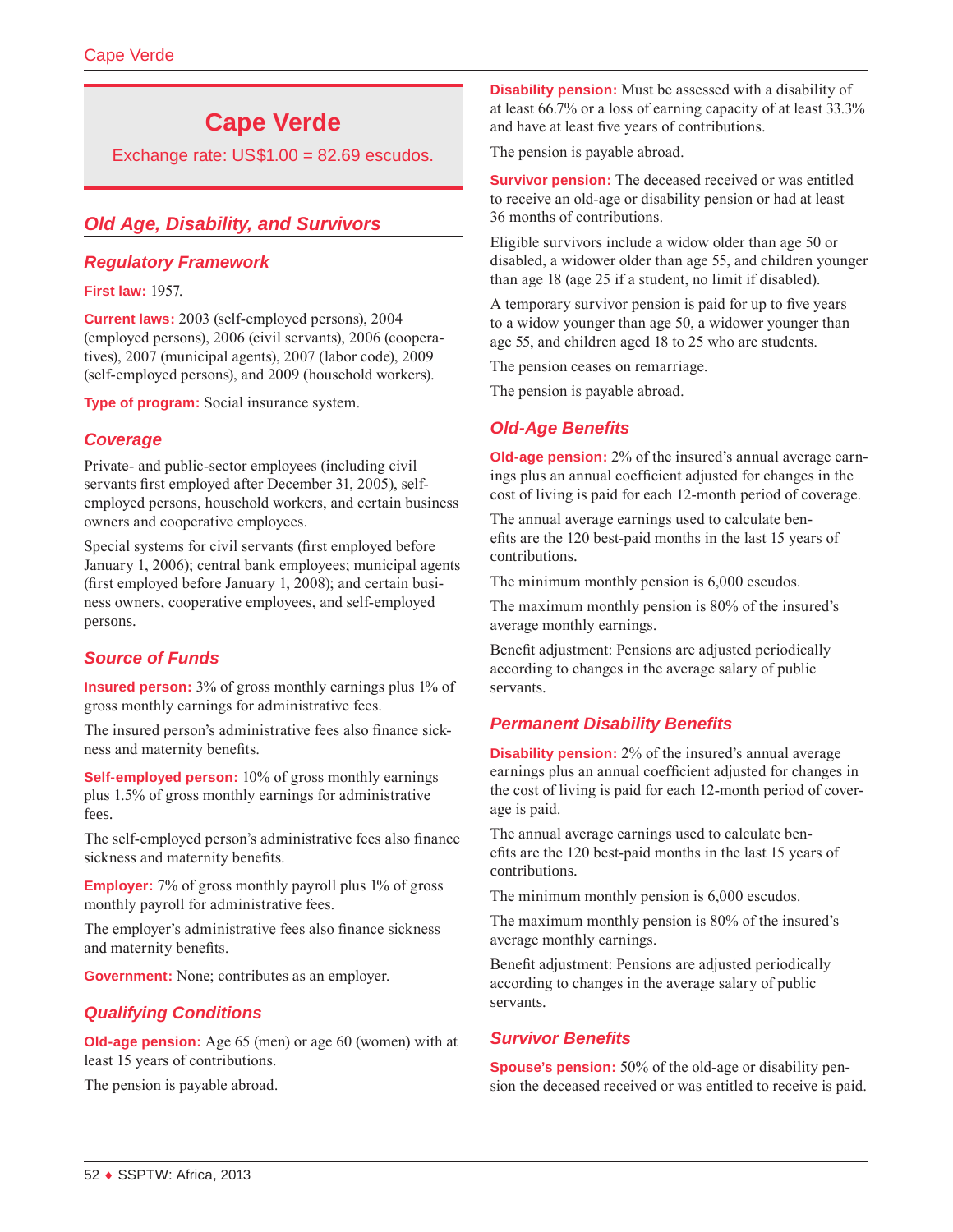# Cape Verde

Exchange rate: US$1.00 = 82.69 escudos.

## Old Age, Disability, and Survivors

### Regulatory Framework

**First law:** 1957.

**Current laws:** 2003 (self-employed persons), 2004 (employed persons), 2006 (civil servants), 2006 (cooperatives), 2007 (municipal agents), 2007 (labor code), 2009 (self-employed persons), and 2009 (household workers).

**Type of program:** Social insurance system.

### Coverage

Private- and public-sector employees (including civil servants first employed after December 31, 2005), self-employed persons, household workers, and certain business owners and cooperative employees.

Special systems for civil servants (first employed before January 1, 2006); central bank employees; municipal agents (first employed before January 1, 2008); and certain business owners, cooperative employees, and self-employed persons.

### Source of Funds

**Insured person:** 3% of gross monthly earnings plus 1% of gross monthly earnings for administrative fees.

The insured person's administrative fees also finance sickness and maternity benefits.

**Self-employed person:** 10% of gross monthly earnings plus 1.5% of gross monthly earnings for administrative fees.

The self-employed person's administrative fees also finance sickness and maternity benefits.

**Employer:** 7% of gross monthly payroll plus 1% of gross monthly payroll for administrative fees.

The employer's administrative fees also finance sickness and maternity benefits.

**Government:** None; contributes as an employer.

### Qualifying Conditions

**Old-age pension:** Age 65 (men) or age 60 (women) with at least 15 years of contributions.

The pension is payable abroad.

**Disability pension:** Must be assessed with a disability of at least 66.7% or a loss of earning capacity of at least 33.3% and have at least five years of contributions.

The pension is payable abroad.

**Survivor pension:** The deceased received or was entitled to receive an old-age or disability pension or had at least 36 months of contributions.

Eligible survivors include a widow older than age 50 or disabled, a widower older than age 55, and children younger than age 18 (age 25 if a student, no limit if disabled).

A temporary survivor pension is paid for up to five years to a widow younger than age 50, a widower younger than age 55, and children aged 18 to 25 who are students.

The pension ceases on remarriage.

The pension is payable abroad.

### Old-Age Benefits

**Old-age pension:** 2% of the insured's annual average earnings plus an annual coefficient adjusted for changes in the cost of living is paid for each 12-month period of coverage.

The annual average earnings used to calculate benefits are the 120 best-paid months in the last 15 years of contributions.

The minimum monthly pension is 6,000 escudos.

The maximum monthly pension is 80% of the insured's average monthly earnings.

Benefit adjustment: Pensions are adjusted periodically according to changes in the average salary of public servants.

### Permanent Disability Benefits

**Disability pension:** 2% of the insured's annual average earnings plus an annual coefficient adjusted for changes in the cost of living is paid for each 12-month period of coverage is paid.

The annual average earnings used to calculate benefits are the 120 best-paid months in the last 15 years of contributions.

The minimum monthly pension is 6,000 escudos.

The maximum monthly pension is 80% of the insured's average monthly earnings.

Benefit adjustment: Pensions are adjusted periodically according to changes in the average salary of public servants.

### Survivor Benefits

**Spouse's pension:** 50% of the old-age or disability pension the deceased received or was entitled to receive is paid.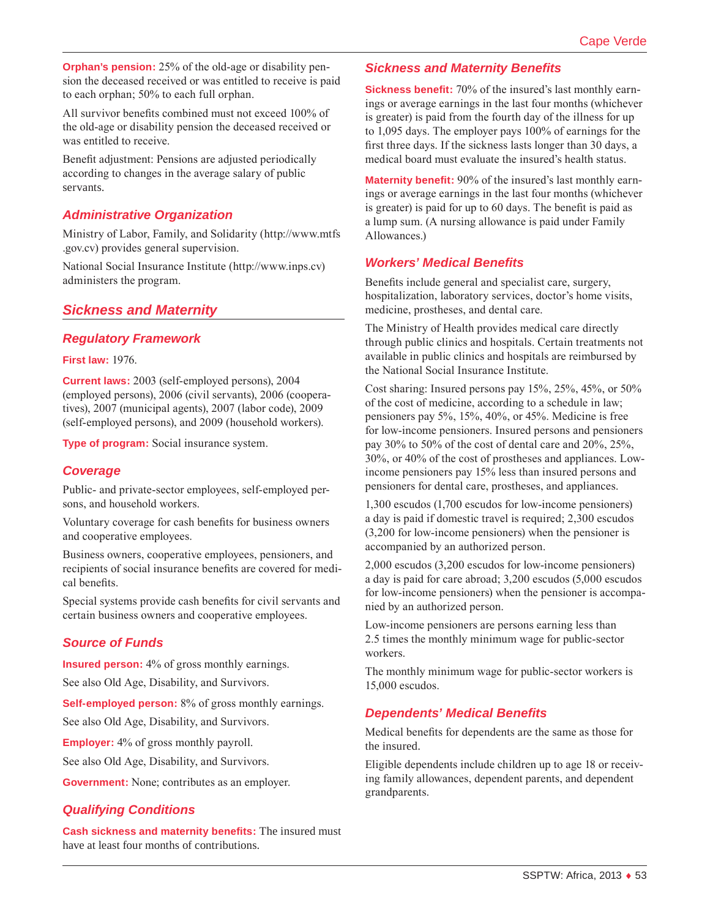**Orphan's pension:** 25% of the old-age or disability pension the deceased received or was entitled to receive is paid to each orphan; 50% to each full orphan.

All survivor benefits combined must not exceed 100% of the old-age or disability pension the deceased received or was entitled to receive.

Benefit adjustment: Pensions are adjusted periodically according to changes in the average salary of public servants.

### Administrative Organization

Ministry of Labor, Family, and Solidarity (http://www.mtfs.gov.cv) provides general supervision.

National Social Insurance Institute (http://www.inps.cv) administers the program.

## Sickness and Maternity

### Regulatory Framework

**First law:** 1976.

**Current laws:** 2003 (self-employed persons), 2004 (employed persons), 2006 (civil servants), 2006 (cooperatives), 2007 (municipal agents), 2007 (labor code), 2009 (self-employed persons), and 2009 (household workers).

**Type of program:** Social insurance system.

### Coverage

Public- and private-sector employees, self-employed persons, and household workers.

Voluntary coverage for cash benefits for business owners and cooperative employees.

Business owners, cooperative employees, pensioners, and recipients of social insurance benefits are covered for medical benefits.

Special systems provide cash benefits for civil servants and certain business owners and cooperative employees.

### Source of Funds

**Insured person:** 4% of gross monthly earnings.

See also Old Age, Disability, and Survivors.

**Self-employed person:** 8% of gross monthly earnings.

See also Old Age, Disability, and Survivors.

**Employer:** 4% of gross monthly payroll.

See also Old Age, Disability, and Survivors.

**Government:** None; contributes as an employer.

### Qualifying Conditions

**Cash sickness and maternity benefits:** The insured must have at least four months of contributions.

### Sickness and Maternity Benefits

**Sickness benefit:** 70% of the insured's last monthly earnings or average earnings in the last four months (whichever is greater) is paid from the fourth day of the illness for up to 1,095 days. The employer pays 100% of earnings for the first three days. If the sickness lasts longer than 30 days, a medical board must evaluate the insured's health status.

**Maternity benefit:** 90% of the insured's last monthly earnings or average earnings in the last four months (whichever is greater) is paid for up to 60 days. The benefit is paid as a lump sum. (A nursing allowance is paid under Family Allowances.)

### Workers' Medical Benefits

Benefits include general and specialist care, surgery, hospitalization, laboratory services, doctor's home visits, medicine, prostheses, and dental care.

The Ministry of Health provides medical care directly through public clinics and hospitals. Certain treatments not available in public clinics and hospitals are reimbursed by the National Social Insurance Institute.

Cost sharing: Insured persons pay 15%, 25%, 45%, or 50% of the cost of medicine, according to a schedule in law; pensioners pay 5%, 15%, 40%, or 45%. Medicine is free for low-income pensioners. Insured persons and pensioners pay 30% to 50% of the cost of dental care and 20%, 25%, 30%, or 40% of the cost of prostheses and appliances. Low-income pensioners pay 15% less than insured persons and pensioners for dental care, prostheses, and appliances.

1,300 escudos (1,700 escudos for low-income pensioners) a day is paid if domestic travel is required; 2,300 escudos (3,200 for low-income pensioners) when the pensioner is accompanied by an authorized person.

2,000 escudos (3,200 escudos for low-income pensioners) a day is paid for care abroad; 3,200 escudos (5,000 escudos for low-income pensioners) when the pensioner is accompanied by an authorized person.

Low-income pensioners are persons earning less than 2.5 times the monthly minimum wage for public-sector workers.

The monthly minimum wage for public-sector workers is 15,000 escudos.

### Dependents' Medical Benefits

Medical benefits for dependents are the same as those for the insured.

Eligible dependents include children up to age 18 or receiving family allowances, dependent parents, and dependent grandparents.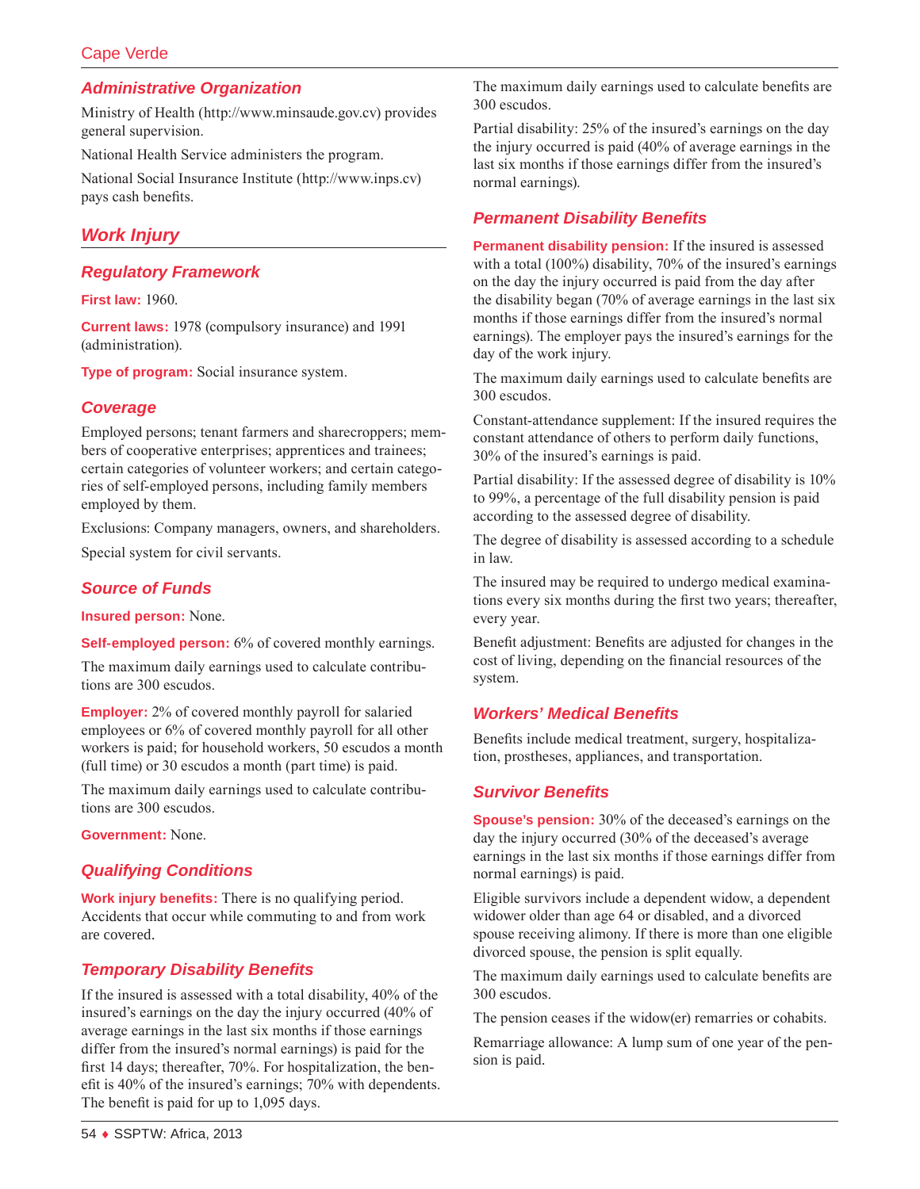### Administrative Organization

Ministry of Health (http://www.minsaude.gov.cv) provides general supervision.

National Health Service administers the program.

National Social Insurance Institute (http://www.inps.cv) pays cash benefits.

## Work Injury

### Regulatory Framework

**First law:** 1960.

**Current laws:** 1978 (compulsory insurance) and 1991 (administration).

**Type of program:** Social insurance system.

### Coverage

Employed persons; tenant farmers and sharecroppers; members of cooperative enterprises; apprentices and trainees; certain categories of volunteer workers; and certain categories of self-employed persons, including family members employed by them.

Exclusions: Company managers, owners, and shareholders.

Special system for civil servants.

### Source of Funds

**Insured person:** None.

**Self-employed person:** 6% of covered monthly earnings.

The maximum daily earnings used to calculate contributions are 300 escudos.

**Employer:** 2% of covered monthly payroll for salaried employees or 6% of covered monthly payroll for all other workers is paid; for household workers, 50 escudos a month (full time) or 30 escudos a month (part time) is paid.

The maximum daily earnings used to calculate contributions are 300 escudos.

**Government:** None.

### Qualifying Conditions

**Work injury benefits:** There is no qualifying period. Accidents that occur while commuting to and from work are covered.

### Temporary Disability Benefits

If the insured is assessed with a total disability, 40% of the insured's earnings on the day the injury occurred (40% of average earnings in the last six months if those earnings differ from the insured's normal earnings) is paid for the first 14 days; thereafter, 70%. For hospitalization, the benefit is 40% of the insured's earnings; 70% with dependents. The benefit is paid for up to 1,095 days.

The maximum daily earnings used to calculate benefits are 300 escudos.

Partial disability: 25% of the insured's earnings on the day the injury occurred is paid (40% of average earnings in the last six months if those earnings differ from the insured's normal earnings).

### Permanent Disability Benefits

**Permanent disability pension:** If the insured is assessed with a total (100%) disability, 70% of the insured's earnings on the day the injury occurred is paid from the day after the disability began (70% of average earnings in the last six months if those earnings differ from the insured's normal earnings). The employer pays the insured's earnings for the day of the work injury.

The maximum daily earnings used to calculate benefits are 300 escudos.

Constant-attendance supplement: If the insured requires the constant attendance of others to perform daily functions, 30% of the insured's earnings is paid.

Partial disability: If the assessed degree of disability is 10% to 99%, a percentage of the full disability pension is paid according to the assessed degree of disability.

The degree of disability is assessed according to a schedule in law.

The insured may be required to undergo medical examinations every six months during the first two years; thereafter, every year.

Benefit adjustment: Benefits are adjusted for changes in the cost of living, depending on the financial resources of the system.

### Workers' Medical Benefits

Benefits include medical treatment, surgery, hospitalization, prostheses, appliances, and transportation.

### Survivor Benefits

**Spouse's pension:** 30% of the deceased's earnings on the day the injury occurred (30% of the deceased's average earnings in the last six months if those earnings differ from normal earnings) is paid.

Eligible survivors include a dependent widow, a dependent widower older than age 64 or disabled, and a divorced spouse receiving alimony. If there is more than one eligible divorced spouse, the pension is split equally.

The maximum daily earnings used to calculate benefits are 300 escudos.

The pension ceases if the widow(er) remarries or cohabits.

Remarriage allowance: A lump sum of one year of the pension is paid.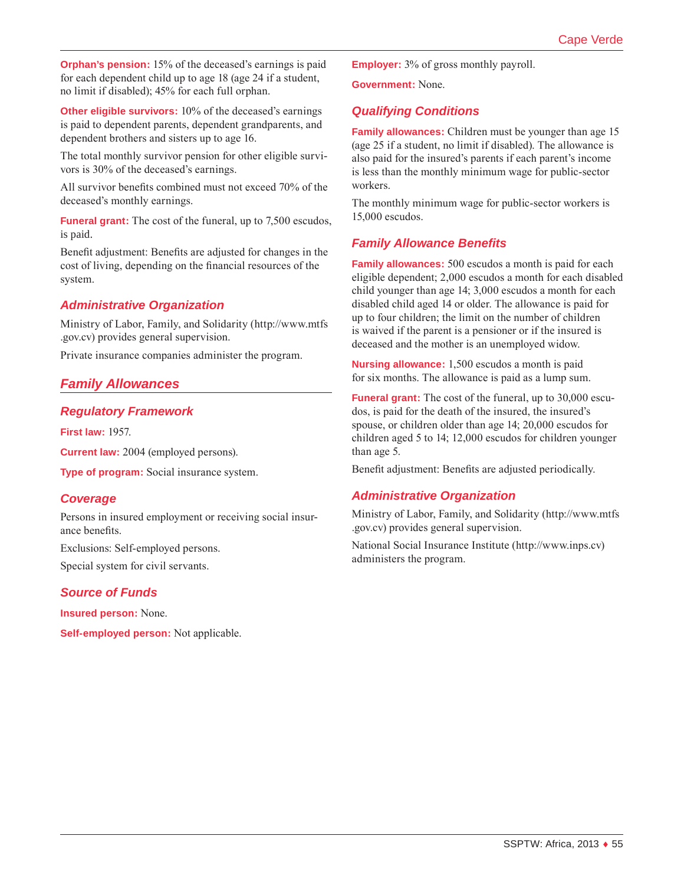**Orphan's pension:** 15% of the deceased's earnings is paid for each dependent child up to age 18 (age 24 if a student, no limit if disabled); 45% for each full orphan.

**Other eligible survivors:** 10% of the deceased's earnings is paid to dependent parents, dependent grandparents, and dependent brothers and sisters up to age 16.

The total monthly survivor pension for other eligible survivors is 30% of the deceased's earnings.

All survivor benefits combined must not exceed 70% of the deceased's monthly earnings.

**Funeral grant:** The cost of the funeral, up to 7,500 escudos, is paid.

Benefit adjustment: Benefits are adjusted for changes in the cost of living, depending on the financial resources of the system.

### Administrative Organization

Ministry of Labor, Family, and Solidarity (http://www.mtfs.gov.cv) provides general supervision.

Private insurance companies administer the program.

## Family Allowances

### Regulatory Framework

**First law:** 1957.

**Current law:** 2004 (employed persons).

**Type of program:** Social insurance system.

### Coverage

Persons in insured employment or receiving social insurance benefits.

Exclusions: Self-employed persons.

Special system for civil servants.

### Source of Funds

**Insured person:** None.

**Self-employed person:** Not applicable.

**Employer:** 3% of gross monthly payroll.

**Government:** None.

### Qualifying Conditions

**Family allowances:** Children must be younger than age 15 (age 25 if a student, no limit if disabled). The allowance is also paid for the insured's parents if each parent's income is less than the monthly minimum wage for public-sector workers.

The monthly minimum wage for public-sector workers is 15,000 escudos.

### Family Allowance Benefits

**Family allowances:** 500 escudos a month is paid for each eligible dependent; 2,000 escudos a month for each disabled child younger than age 14; 3,000 escudos a month for each disabled child aged 14 or older. The allowance is paid for up to four children; the limit on the number of children is waived if the parent is a pensioner or if the insured is deceased and the mother is an unemployed widow.

**Nursing allowance:** 1,500 escudos a month is paid for six months. The allowance is paid as a lump sum.

**Funeral grant:** The cost of the funeral, up to 30,000 escudos, is paid for the death of the insured, the insured's spouse, or children older than age 14; 20,000 escudos for children aged 5 to 14; 12,000 escudos for children younger than age 5.

Benefit adjustment: Benefits are adjusted periodically.

### Administrative Organization

Ministry of Labor, Family, and Solidarity (http://www.mtfs.gov.cv) provides general supervision.

National Social Insurance Institute (http://www.inps.cv) administers the program.